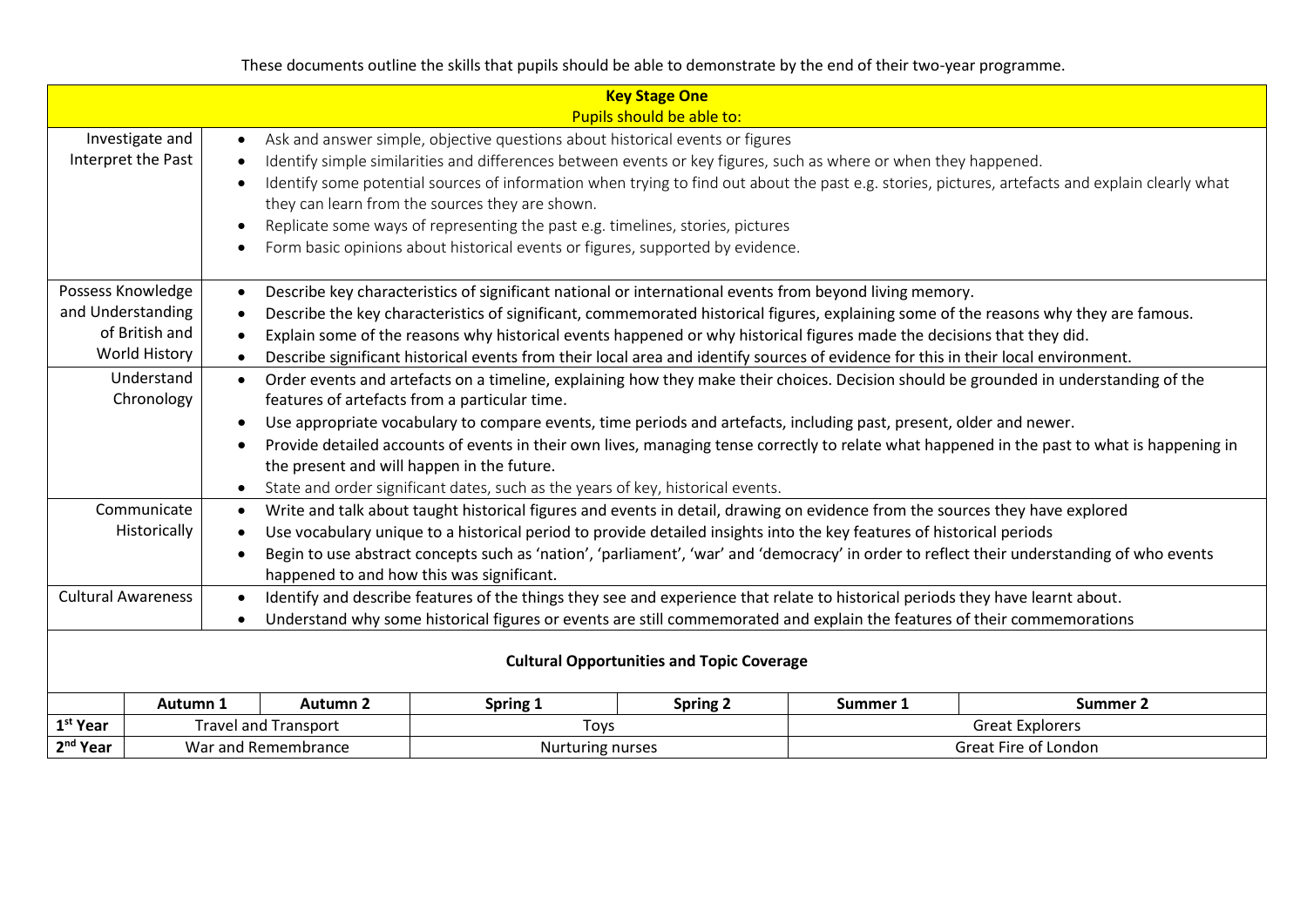These documents outline the skills that pupils should be able to demonstrate by the end of their two-year programme.

| **Key Stage One**<br>Pupils should be able to: | |
|---|---|
| Investigate and Interpret the Past | • Ask and answer simple, objective questions about historical events or figures<br>• Identify simple similarities and differences between events or key figures, such as where or when they happened.<br>• Identify some potential sources of information when trying to find out about the past e.g. stories, pictures, artefacts and explain clearly what they can learn from the sources they are shown.<br>• Replicate some ways of representing the past e.g. timelines, stories, pictures<br>• Form basic opinions about historical events or figures, supported by evidence. |
| Possess Knowledge and Understanding of British and World History | • Describe key characteristics of significant national or international events from beyond living memory.<br>• Describe the key characteristics of significant, commemorated historical figures, explaining some of the reasons why they are famous.<br>• Explain some of the reasons why historical events happened or why historical figures made the decisions that they did.<br>• Describe significant historical events from their local area and identify sources of evidence for this in their local environment. |
| Understand Chronology | • Order events and artefacts on a timeline, explaining how they make their choices. Decision should be grounded in understanding of the features of artefacts from a particular time.<br>• Use appropriate vocabulary to compare events, time periods and artefacts, including past, present, older and newer.<br>• Provide detailed accounts of events in their own lives, managing tense correctly to relate what happened in the past to what is happening in the present and will happen in the future.<br>• State and order significant dates, such as the years of key, historical events. |
| Communicate Historically | • Write and talk about taught historical figures and events in detail, drawing on evidence from the sources they have explored<br>• Use vocabulary unique to a historical period to provide detailed insights into the key features of historical periods<br>• Begin to use abstract concepts such as 'nation', 'parliament', 'war' and 'democracy' in order to reflect their understanding of who events happened to and how this was significant. |
| Cultural Awareness | • Identify and describe features of the things they see and experience that relate to historical periods they have learnt about.<br>• Understand why some historical figures or events are still commemorated and explain the features of their commemorations |

**Cultural Opportunities and Topic Coverage**

| | **Autumn 1** | **Autumn 2** | **Spring 1** | **Spring 2** | **Summer 1** | **Summer 2** |
|---|---|---|---|---|---|---|
| **1st Year** | Travel and Transport | | Toys | | Great Explorers | |
| **2nd Year** | War and Remembrance | | Nurturing nurses | | Great Fire of London | |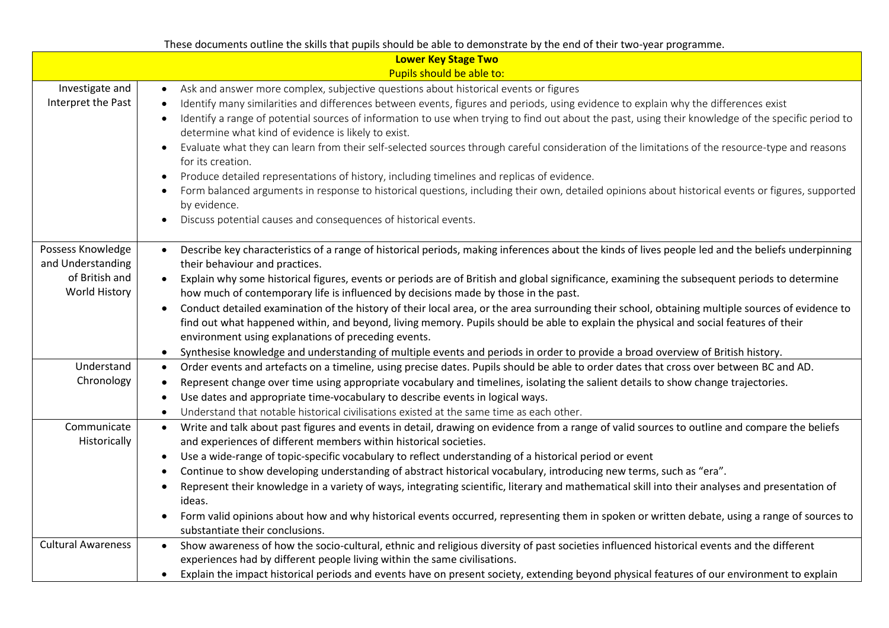These documents outline the skills that pupils should be able to demonstrate by the end of their two-year programme.

| Lower Key Stage Two<br>Pupils should be able to: | |
|---|---|
| Investigate and Interpret the Past | • Ask and answer more complex, subjective questions about historical events or figures<br>• Identify many similarities and differences between events, figures and periods, using evidence to explain why the differences exist<br>• Identify a range of potential sources of information to use when trying to find out about the past, using their knowledge of the specific period to determine what kind of evidence is likely to exist.<br>• Evaluate what they can learn from their self-selected sources through careful consideration of the limitations of the resource-type and reasons for its creation.<br>• Produce detailed representations of history, including timelines and replicas of evidence.<br>• Form balanced arguments in response to historical questions, including their own, detailed opinions about historical events or figures, supported by evidence.<br>• Discuss potential causes and consequences of historical events. |
| Possess Knowledge and Understanding of British and World History | • Describe key characteristics of a range of historical periods, making inferences about the kinds of lives people led and the beliefs underpinning their behaviour and practices.<br>• Explain why some historical figures, events or periods are of British and global significance, examining the subsequent periods to determine how much of contemporary life is influenced by decisions made by those in the past.<br>• Conduct detailed examination of the history of their local area, or the area surrounding their school, obtaining multiple sources of evidence to find out what happened within, and beyond, living memory. Pupils should be able to explain the physical and social features of their environment using explanations of preceding events.<br>• Synthesise knowledge and understanding of multiple events and periods in order to provide a broad overview of British history. |
| Understand Chronology | • Order events and artefacts on a timeline, using precise dates. Pupils should be able to order dates that cross over between BC and AD.<br>• Represent change over time using appropriate vocabulary and timelines, isolating the salient details to show change trajectories.<br>• Use dates and appropriate time-vocabulary to describe events in logical ways.<br>• Understand that notable historical civilisations existed at the same time as each other. |
| Communicate Historically | • Write and talk about past figures and events in detail, drawing on evidence from a range of valid sources to outline and compare the beliefs and experiences of different members within historical societies.<br>• Use a wide-range of topic-specific vocabulary to reflect understanding of a historical period or event<br>• Continue to show developing understanding of abstract historical vocabulary, introducing new terms, such as "era".<br>• Represent their knowledge in a variety of ways, integrating scientific, literary and mathematical skill into their analyses and presentation of ideas.<br>• Form valid opinions about how and why historical events occurred, representing them in spoken or written debate, using a range of sources to substantiate their conclusions. |
| Cultural Awareness | • Show awareness of how the socio-cultural, ethnic and religious diversity of past societies influenced historical events and the different experiences had by different people living within the same civilisations.<br>• Explain the impact historical periods and events have on present society, extending beyond physical features of our environment to explain |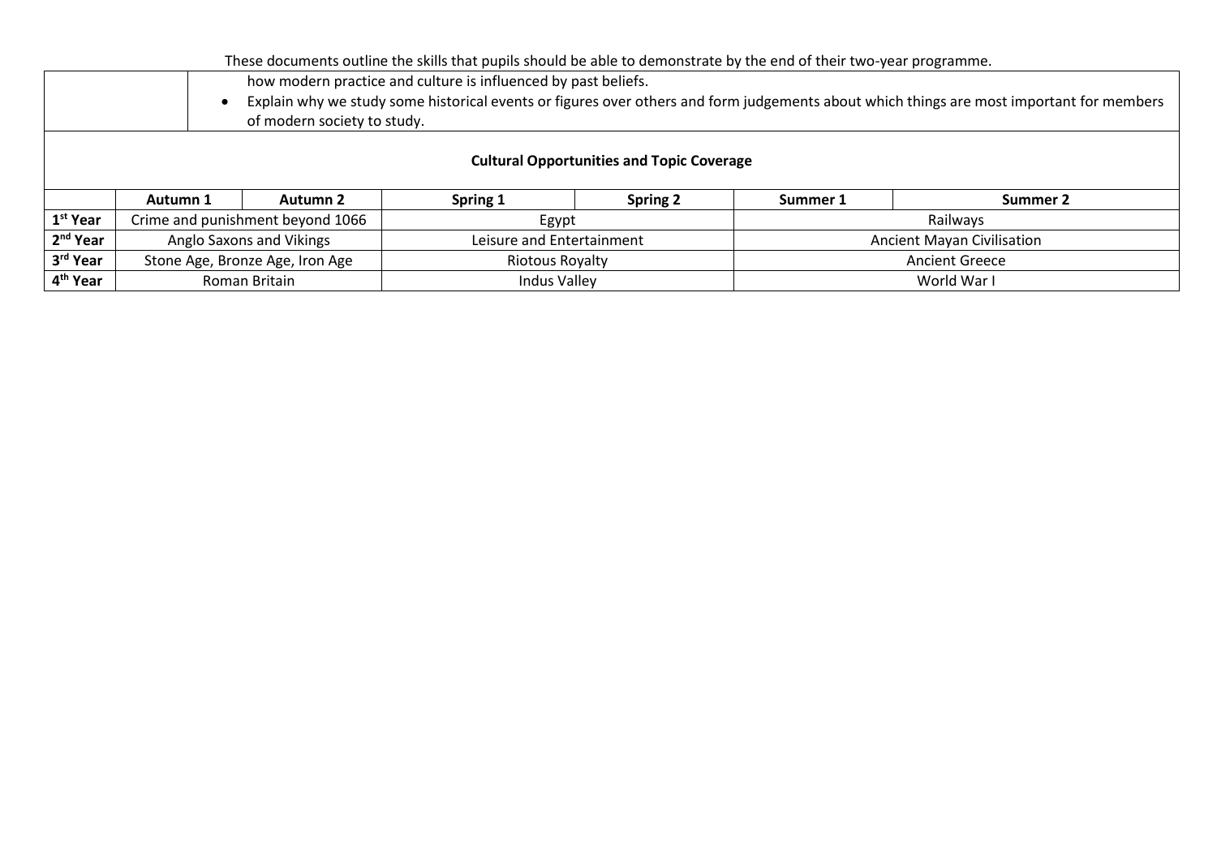These documents outline the skills that pupils should be able to demonstrate by the end of their two-year programme.

| | |
|---|---|
| | how modern practice and culture is influenced by past beliefs.<br>• Explain why we study some historical events or figures over others and form judgements about which things are most important for members of modern society to study. |

**Cultural Opportunities and Topic Coverage**

| | Autumn 1 | Autumn 2 | Spring 1 | Spring 2 | Summer 1 | Summer 2 |
|---|---|---|---|---|---|---|
| **1st Year** | Crime and punishment beyond 1066 | | Egypt | | Railways | |
| **2nd Year** | Anglo Saxons and Vikings | | Leisure and Entertainment | | Ancient Mayan Civilisation | |
| **3rd Year** | Stone Age, Bronze Age, Iron Age | | Riotous Royalty | | Ancient Greece | |
| **4th Year** | Roman Britain | | Indus Valley | | World War I | |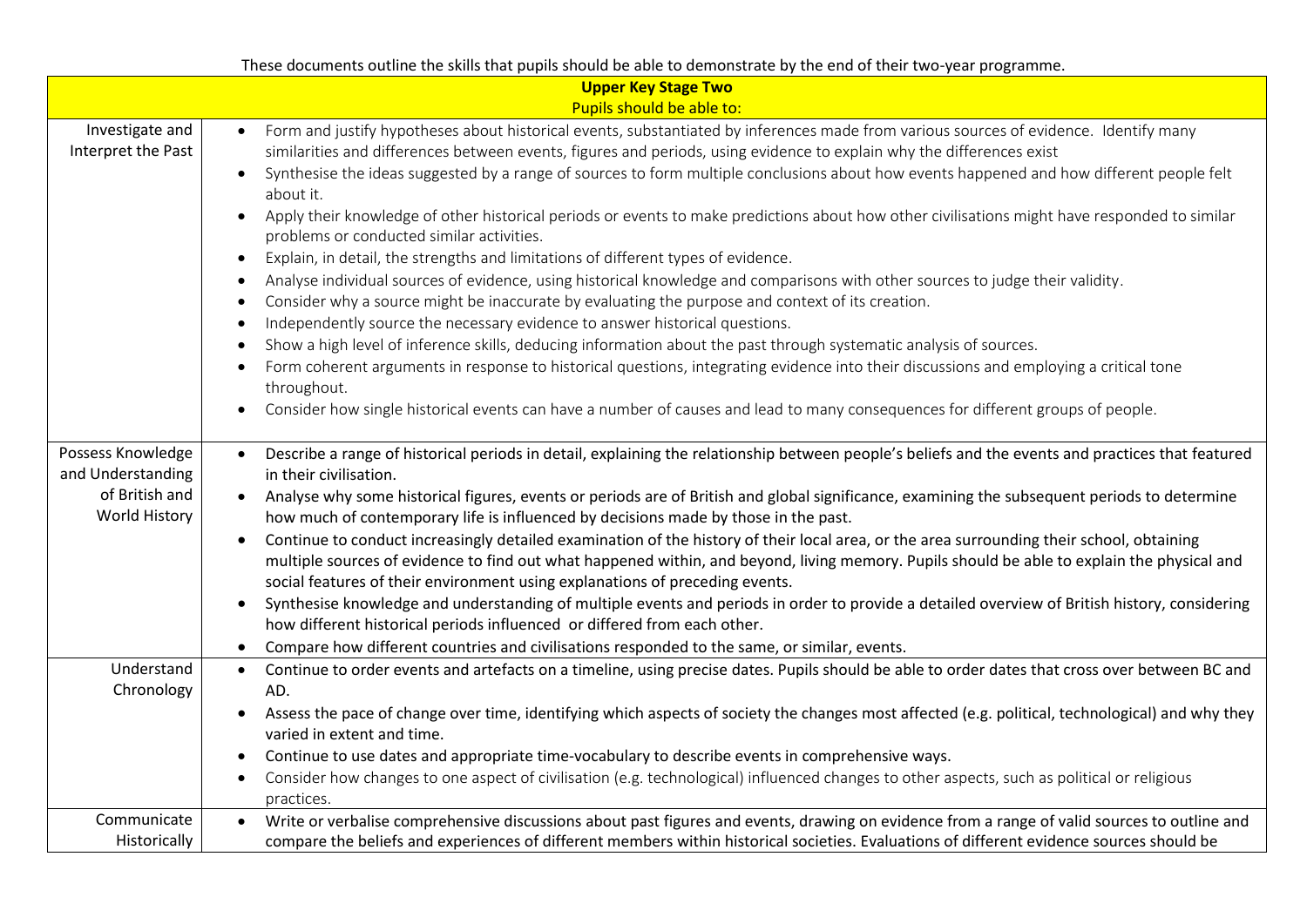These documents outline the skills that pupils should be able to demonstrate by the end of their two-year programme.

| **Upper Key Stage Two**<br>Pupils should be able to: | |
|---|---|
| Investigate and Interpret the Past | • Form and justify hypotheses about historical events, substantiated by inferences made from various sources of evidence. Identify many similarities and differences between events, figures and periods, using evidence to explain why the differences exist<br>• Synthesise the ideas suggested by a range of sources to form multiple conclusions about how events happened and how different people felt about it.<br>• Apply their knowledge of other historical periods or events to make predictions about how other civilisations might have responded to similar problems or conducted similar activities.<br>• Explain, in detail, the strengths and limitations of different types of evidence.<br>• Analyse individual sources of evidence, using historical knowledge and comparisons with other sources to judge their validity.<br>• Consider why a source might be inaccurate by evaluating the purpose and context of its creation.<br>• Independently source the necessary evidence to answer historical questions.<br>• Show a high level of inference skills, deducing information about the past through systematic analysis of sources.<br>• Form coherent arguments in response to historical questions, integrating evidence into their discussions and employing a critical tone throughout.<br>• Consider how single historical events can have a number of causes and lead to many consequences for different groups of people. |
| Possess Knowledge and Understanding of British and World History | • Describe a range of historical periods in detail, explaining the relationship between people's beliefs and the events and practices that featured in their civilisation.<br>• Analyse why some historical figures, events or periods are of British and global significance, examining the subsequent periods to determine how much of contemporary life is influenced by decisions made by those in the past.<br>• Continue to conduct increasingly detailed examination of the history of their local area, or the area surrounding their school, obtaining multiple sources of evidence to find out what happened within, and beyond, living memory. Pupils should be able to explain the physical and social features of their environment using explanations of preceding events.<br>• Synthesise knowledge and understanding of multiple events and periods in order to provide a detailed overview of British history, considering how different historical periods influenced or differed from each other.<br>• Compare how different countries and civilisations responded to the same, or similar, events. |
| Understand Chronology | • Continue to order events and artefacts on a timeline, using precise dates. Pupils should be able to order dates that cross over between BC and AD.<br>• Assess the pace of change over time, identifying which aspects of society the changes most affected (e.g. political, technological) and why they varied in extent and time.<br>• Continue to use dates and appropriate time-vocabulary to describe events in comprehensive ways.<br>• Consider how changes to one aspect of civilisation (e.g. technological) influenced changes to other aspects, such as political or religious practices. |
| Communicate Historically | • Write or verbalise comprehensive discussions about past figures and events, drawing on evidence from a range of valid sources to outline and compare the beliefs and experiences of different members within historical societies. Evaluations of different evidence sources should be |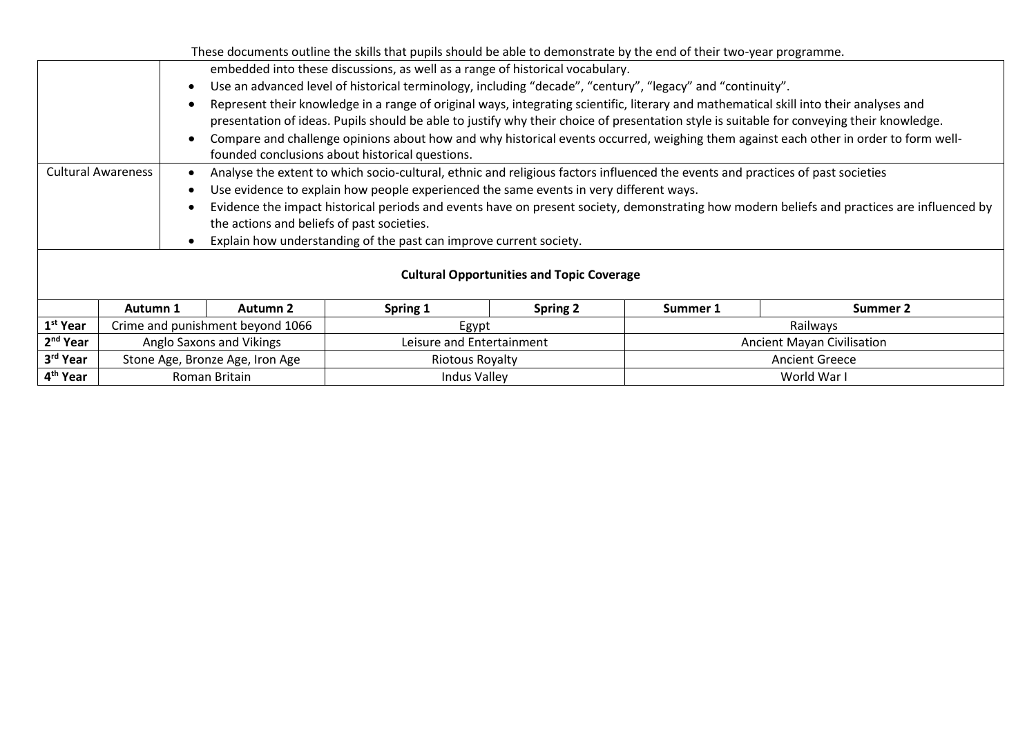| | |
|---|---|
| | embedded into these discussions, as well as a range of historical vocabulary.<br>• Use an advanced level of historical terminology, including "decade", "century", "legacy" and "continuity".<br>• Represent their knowledge in a range of original ways, integrating scientific, literary and mathematical skill into their analyses and presentation of ideas. Pupils should be able to justify why their choice of presentation style is suitable for conveying their knowledge.<br>• Compare and challenge opinions about how and why historical events occurred, weighing them against each other in order to form well-founded conclusions about historical questions. |
| Cultural Awareness | • Analyse the extent to which socio-cultural, ethnic and religious factors influenced the events and practices of past societies<br>• Use evidence to explain how people experienced the same events in very different ways.<br>• Evidence the impact historical periods and events have on present society, demonstrating how modern beliefs and practices are influenced by the actions and beliefs of past societies.<br>• Explain how understanding of the past can improve current society. |

**Cultural Opportunities and Topic Coverage**

| | Autumn 1 | Autumn 2 | Spring 1 | Spring 2 | Summer 1 | Summer 2 |
|---|---|---|---|---|---|---|
| 1st Year | Crime and punishment beyond 1066 | | Egypt | | Railways | |
| 2nd Year | Anglo Saxons and Vikings | | Leisure and Entertainment | | Ancient Mayan Civilisation | |
| 3rd Year | Stone Age, Bronze Age, Iron Age | | Riotous Royalty | | Ancient Greece | |
| 4th Year | Roman Britain | | Indus Valley | | World War I | |